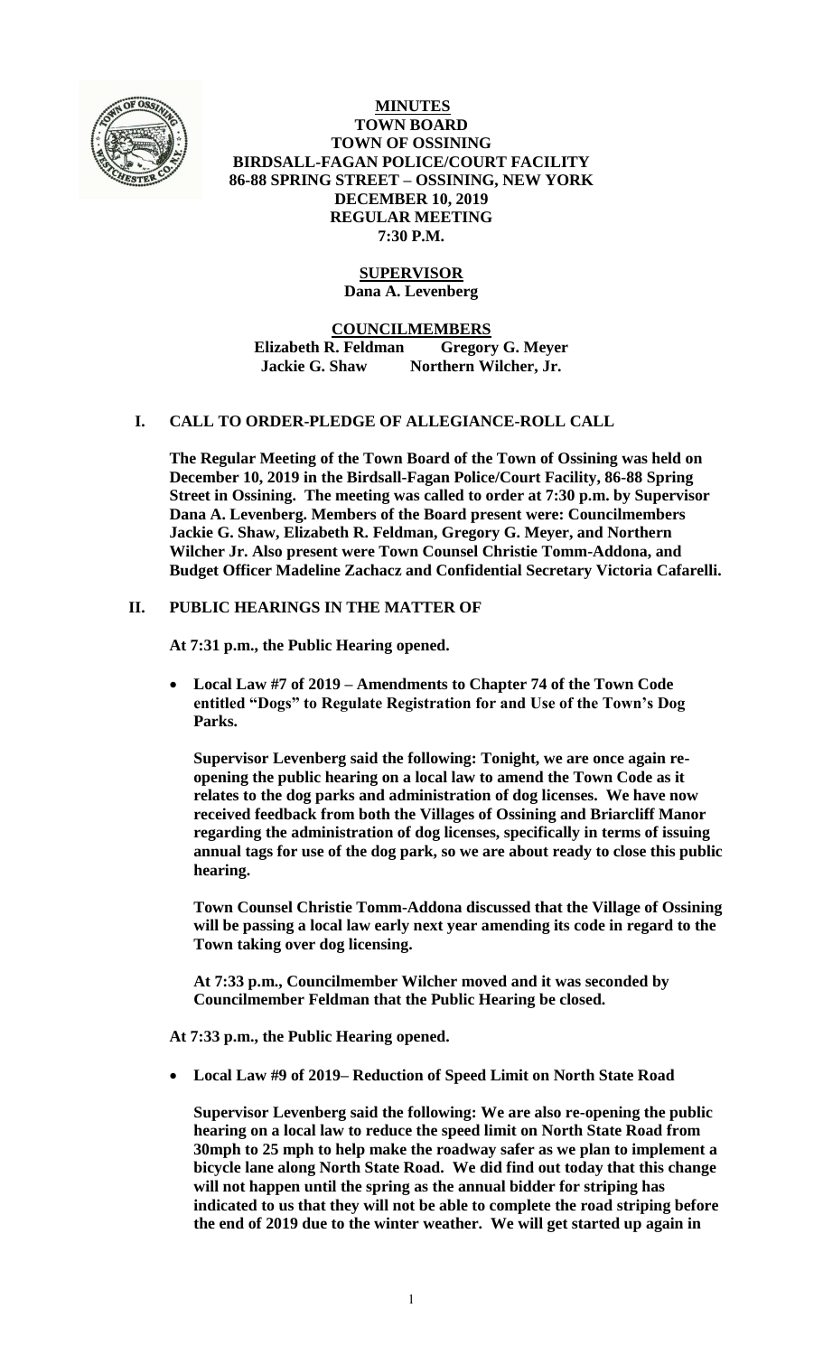# MINUTES
## TOWN BOARD
## TOWN OF OSSINING
## BIRDSALL-FAGAN POLICE/COURT FACILITY
## 86-88 SPRING STREET – OSSINING, NEW YORK
## DECEMBER 10, 2019
## REGULAR MEETING
## 7:30 P.M.

**SUPERVISOR**
**Dana A. Levenberg**

**COUNCILMEMBERS**
**Elizabeth R. Feldman    Gregory G. Meyer**
**Jackie G. Shaw    Northern Wilcher, Jr.**

## I. CALL TO ORDER-PLEDGE OF ALLEGIANCE-ROLL CALL

**The Regular Meeting of the Town Board of the Town of Ossining was held on December 10, 2019 in the Birdsall-Fagan Police/Court Facility, 86-88 Spring Street in Ossining. The meeting was called to order at 7:30 p.m. by Supervisor Dana A. Levenberg. Members of the Board present were: Councilmembers Jackie G. Shaw, Elizabeth R. Feldman, Gregory G. Meyer, and Northern Wilcher Jr. Also present were Town Counsel Christie Tomm-Addona, and Budget Officer Madeline Zachacz and Confidential Secretary Victoria Cafarelli.**

## II. PUBLIC HEARINGS IN THE MATTER OF

**At 7:31 p.m., the Public Hearing opened.**

- **Local Law #7 of 2019 – Amendments to Chapter 74 of the Town Code entitled "Dogs" to Regulate Registration for and Use of the Town's Dog Parks.**

**Supervisor Levenberg said the following: Tonight, we are once again re-opening the public hearing on a local law to amend the Town Code as it relates to the dog parks and administration of dog licenses. We have now received feedback from both the Villages of Ossining and Briarcliff Manor regarding the administration of dog licenses, specifically in terms of issuing annual tags for use of the dog park, so we are about ready to close this public hearing.**

**Town Counsel Christie Tomm-Addona discussed that the Village of Ossining will be passing a local law early next year amending its code in regard to the Town taking over dog licensing.**

**At 7:33 p.m., Councilmember Wilcher moved and it was seconded by Councilmember Feldman that the Public Hearing be closed.**

**At 7:33 p.m., the Public Hearing opened.**

- **Local Law #9 of 2019– Reduction of Speed Limit on North State Road**

**Supervisor Levenberg said the following: We are also re-opening the public hearing on a local law to reduce the speed limit on North State Road from 30mph to 25 mph to help make the roadway safer as we plan to implement a bicycle lane along North State Road. We did find out today that this change will not happen until the spring as the annual bidder for striping has indicated to us that they will not be able to complete the road striping before the end of 2019 due to the winter weather. We will get started up again in**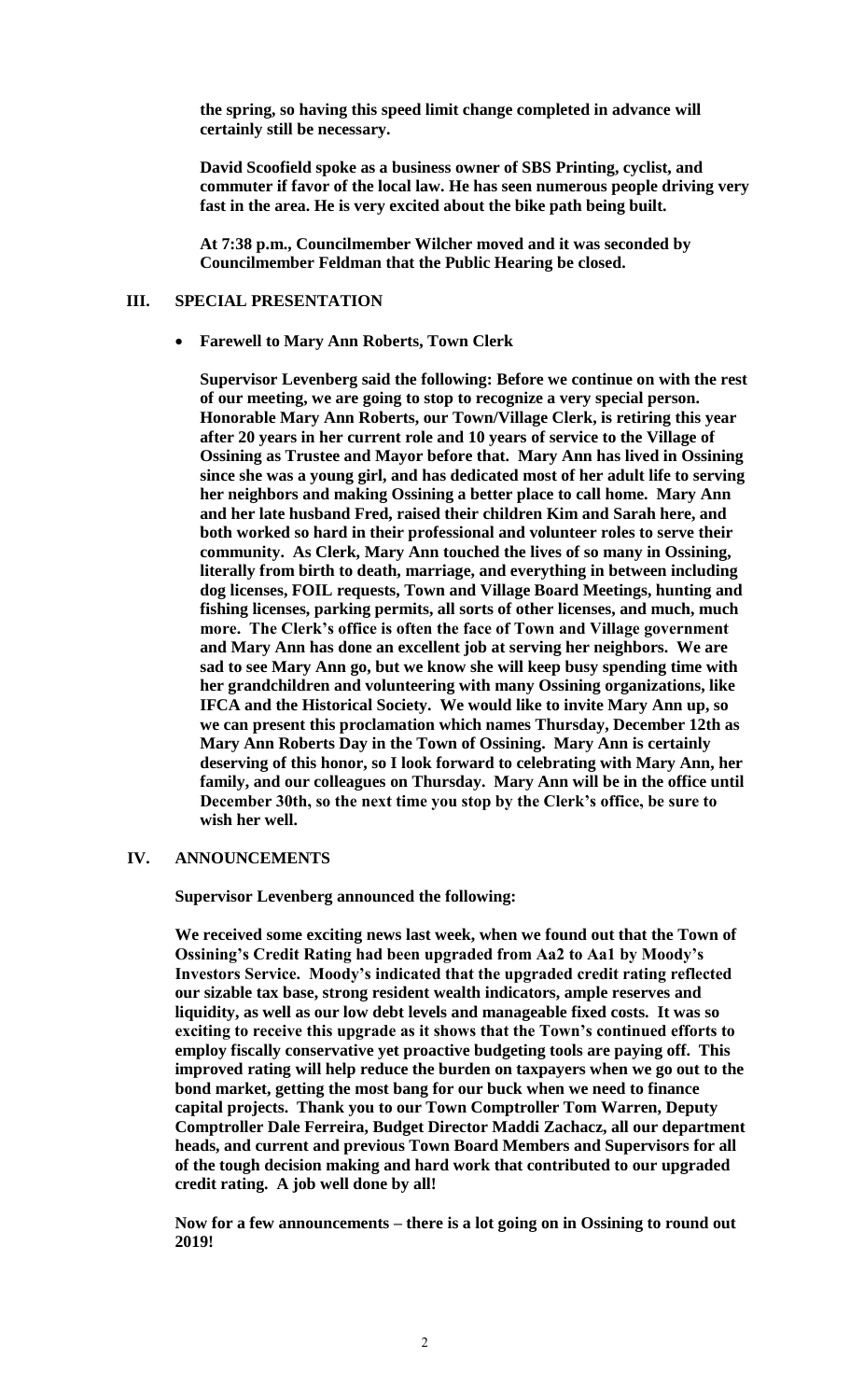**the spring, so having this speed limit change completed in advance will certainly still be necessary.**

**David Scoofield spoke as a business owner of SBS Printing, cyclist, and commuter if favor of the local law. He has seen numerous people driving very fast in the area. He is very excited about the bike path being built.**

**At 7:38 p.m., Councilmember Wilcher moved and it was seconded by Councilmember Feldman that the Public Hearing be closed.**

## III. SPECIAL PRESENTATION

- **Farewell to Mary Ann Roberts, Town Clerk**

**Supervisor Levenberg said the following: Before we continue on with the rest of our meeting, we are going to stop to recognize a very special person. Honorable Mary Ann Roberts, our Town/Village Clerk, is retiring this year after 20 years in her current role and 10 years of service to the Village of Ossining as Trustee and Mayor before that. Mary Ann has lived in Ossining since she was a young girl, and has dedicated most of her adult life to serving her neighbors and making Ossining a better place to call home. Mary Ann and her late husband Fred, raised their children Kim and Sarah here, and both worked so hard in their professional and volunteer roles to serve their community. As Clerk, Mary Ann touched the lives of so many in Ossining, literally from birth to death, marriage, and everything in between including dog licenses, FOIL requests, Town and Village Board Meetings, hunting and fishing licenses, parking permits, all sorts of other licenses, and much, much more. The Clerk's office is often the face of Town and Village government and Mary Ann has done an excellent job at serving her neighbors. We are sad to see Mary Ann go, but we know she will keep busy spending time with her grandchildren and volunteering with many Ossining organizations, like IFCA and the Historical Society. We would like to invite Mary Ann up, so we can present this proclamation which names Thursday, December 12th as Mary Ann Roberts Day in the Town of Ossining. Mary Ann is certainly deserving of this honor, so I look forward to celebrating with Mary Ann, her family, and our colleagues on Thursday. Mary Ann will be in the office until December 30th, so the next time you stop by the Clerk's office, be sure to wish her well.**

## IV. ANNOUNCEMENTS

**Supervisor Levenberg announced the following:**

**We received some exciting news last week, when we found out that the Town of Ossining's Credit Rating had been upgraded from Aa2 to Aa1 by Moody's Investors Service. Moody's indicated that the upgraded credit rating reflected our sizable tax base, strong resident wealth indicators, ample reserves and liquidity, as well as our low debt levels and manageable fixed costs. It was so exciting to receive this upgrade as it shows that the Town's continued efforts to employ fiscally conservative yet proactive budgeting tools are paying off. This improved rating will help reduce the burden on taxpayers when we go out to the bond market, getting the most bang for our buck when we need to finance capital projects. Thank you to our Town Comptroller Tom Warren, Deputy Comptroller Dale Ferreira, Budget Director Maddi Zachacz, all our department heads, and current and previous Town Board Members and Supervisors for all of the tough decision making and hard work that contributed to our upgraded credit rating. A job well done by all!**

**Now for a few announcements – there is a lot going on in Ossining to round out 2019!**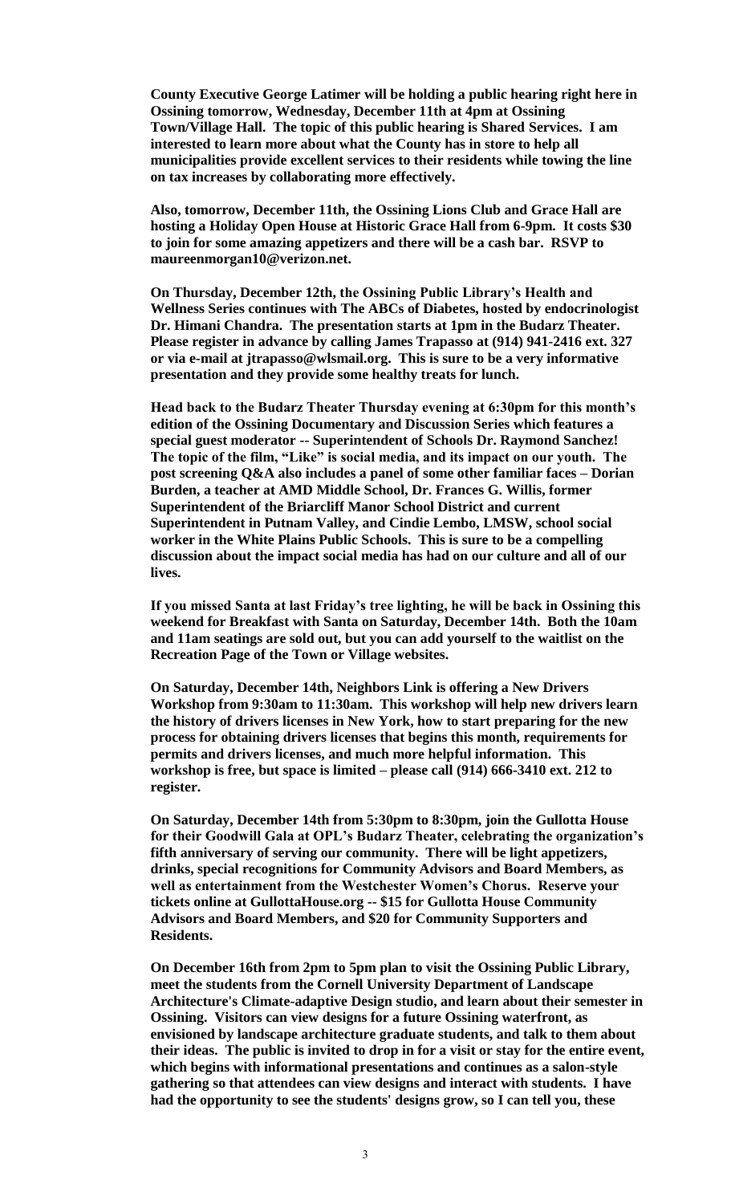**County Executive George Latimer will be holding a public hearing right here in Ossining tomorrow, Wednesday, December 11th at 4pm at Ossining Town/Village Hall. The topic of this public hearing is Shared Services. I am interested to learn more about what the County has in store to help all municipalities provide excellent services to their residents while towing the line on tax increases by collaborating more effectively.**

**Also, tomorrow, December 11th, the Ossining Lions Club and Grace Hall are hosting a Holiday Open House at Historic Grace Hall from 6-9pm. It costs $30 to join for some amazing appetizers and there will be a cash bar. RSVP to maureenmorgan10@verizon.net.**

**On Thursday, December 12th, the Ossining Public Library's Health and Wellness Series continues with The ABCs of Diabetes, hosted by endocrinologist Dr. Himani Chandra. The presentation starts at 1pm in the Budarz Theater. Please register in advance by calling James Trapasso at (914) 941-2416 ext. 327 or via e-mail at jtrapasso@wlsmail.org. This is sure to be a very informative presentation and they provide some healthy treats for lunch.**

**Head back to the Budarz Theater Thursday evening at 6:30pm for this month's edition of the Ossining Documentary and Discussion Series which features a special guest moderator -- Superintendent of Schools Dr. Raymond Sanchez! The topic of the film, "Like" is social media, and its impact on our youth. The post screening Q&A also includes a panel of some other familiar faces – Dorian Burden, a teacher at AMD Middle School, Dr. Frances G. Willis, former Superintendent of the Briarcliff Manor School District and current Superintendent in Putnam Valley, and Cindie Lembo, LMSW, school social worker in the White Plains Public Schools. This is sure to be a compelling discussion about the impact social media has had on our culture and all of our lives.**

**If you missed Santa at last Friday's tree lighting, he will be back in Ossining this weekend for Breakfast with Santa on Saturday, December 14th. Both the 10am and 11am seatings are sold out, but you can add yourself to the waitlist on the Recreation Page of the Town or Village websites.**

**On Saturday, December 14th, Neighbors Link is offering a New Drivers Workshop from 9:30am to 11:30am. This workshop will help new drivers learn the history of drivers licenses in New York, how to start preparing for the new process for obtaining drivers licenses that begins this month, requirements for permits and drivers licenses, and much more helpful information. This workshop is free, but space is limited – please call (914) 666-3410 ext. 212 to register.**

**On Saturday, December 14th from 5:30pm to 8:30pm, join the Gullotta House for their Goodwill Gala at OPL's Budarz Theater, celebrating the organization's fifth anniversary of serving our community. There will be light appetizers, drinks, special recognitions for Community Advisors and Board Members, as well as entertainment from the Westchester Women's Chorus. Reserve your tickets online at GullottaHouse.org -- $15 for Gullotta House Community Advisors and Board Members, and $20 for Community Supporters and Residents.**

**On December 16th from 2pm to 5pm plan to visit the Ossining Public Library, meet the students from the Cornell University Department of Landscape Architecture's Climate-adaptive Design studio, and learn about their semester in Ossining. Visitors can view designs for a future Ossining waterfront, as envisioned by landscape architecture graduate students, and talk to them about their ideas. The public is invited to drop in for a visit or stay for the entire event, which begins with informational presentations and continues as a salon-style gathering so that attendees can view designs and interact with students. I have had the opportunity to see the students' designs grow, so I can tell you, these**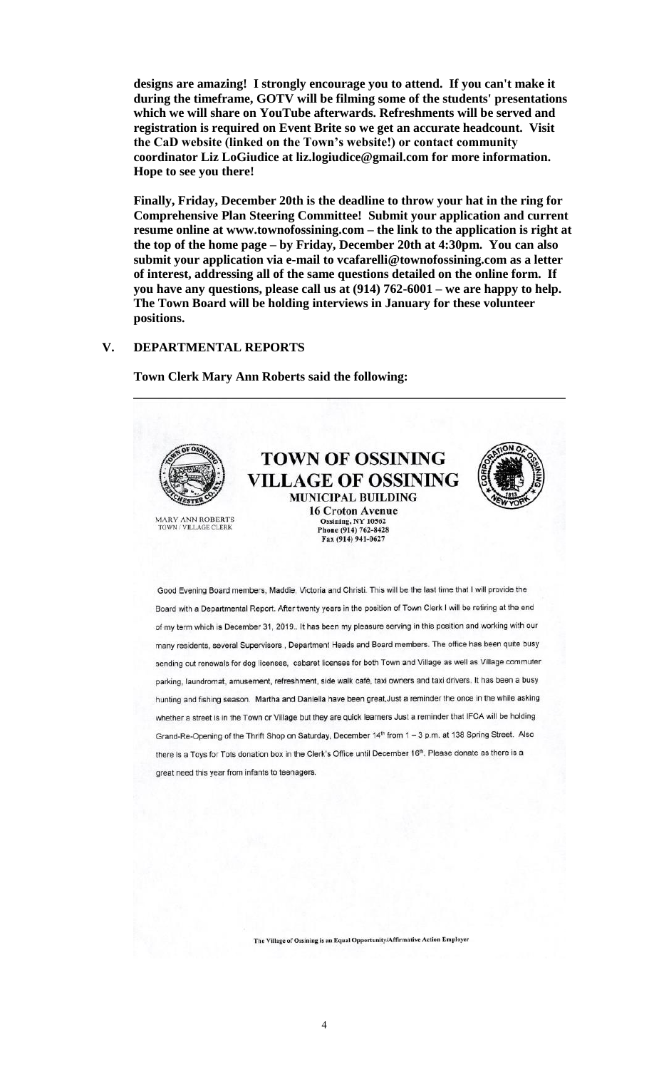**designs are amazing! I strongly encourage you to attend. If you can't make it during the timeframe, GOTV will be filming some of the students' presentations which we will share on YouTube afterwards. Refreshments will be served and registration is required on Event Brite so we get an accurate headcount. Visit the CaD website (linked on the Town's website!) or contact community coordinator Liz LoGiudice at liz.logiudice@gmail.com for more information. Hope to see you there!**

**Finally, Friday, December 20th is the deadline to throw your hat in the ring for Comprehensive Plan Steering Committee! Submit your application and current resume online at www.townofossining.com – the link to the application is right at the top of the home page – by Friday, December 20th at 4:30pm. You can also submit your application via e-mail to vcafarelli@townofossining.com as a letter of interest, addressing all of the same questions detailed on the online form. If you have any questions, please call us at (914) 762-6001 – we are happy to help. The Town Board will be holding interviews in January for these volunteer positions.**

## V. DEPARTMENTAL REPORTS

**Town Clerk Mary Ann Roberts said the following:**

---

**TOWN OF OSSINING**
**VILLAGE OF OSSINING**
**MUNICIPAL BUILDING**
**16 Croton Avenue**
Ossining, NY 10562
Phone (914) 762-8428
Fax (914) 941-0627

MARY ANN ROBERTS
TOWN / VILLAGE CLERK

Good Evening Board members, Maddie, Victoria and Christi. This will be the last time that I will provide the Board with a Departmental Report. After twenty years in the position of Town Clerk I will be retiring at the end of my term which is December 31, 2019.. It has been my pleasure serving in this position and working with our many residents, several Supervisors , Department Heads and Board members. The office has been quite busy sending out renewals for dog licenses, cabaret licenses for both Town and Village as well as Village commuter parking, laundromat, amusement, refreshment, side walk café, taxi owners and taxi drivers. It has been a busy hunting and fishing season. Martha and Daniella have been great,Just a reminder the once in the while asking whether a street is in the Town or Village but they are quick learners Just a reminder that IFCA will be holding Grand-Re-Opening of the Thrift Shop on Saturday, December 14th from 1 – 3 p.m. at 138 Spring Street. Also there is a Toys for Tots donation box in the Clerk's Office until December 16th. Please donate as there is a great need this year from infants to teenagers.

The Village of Ossining is an Equal Opportunity/Affirmative Action Employer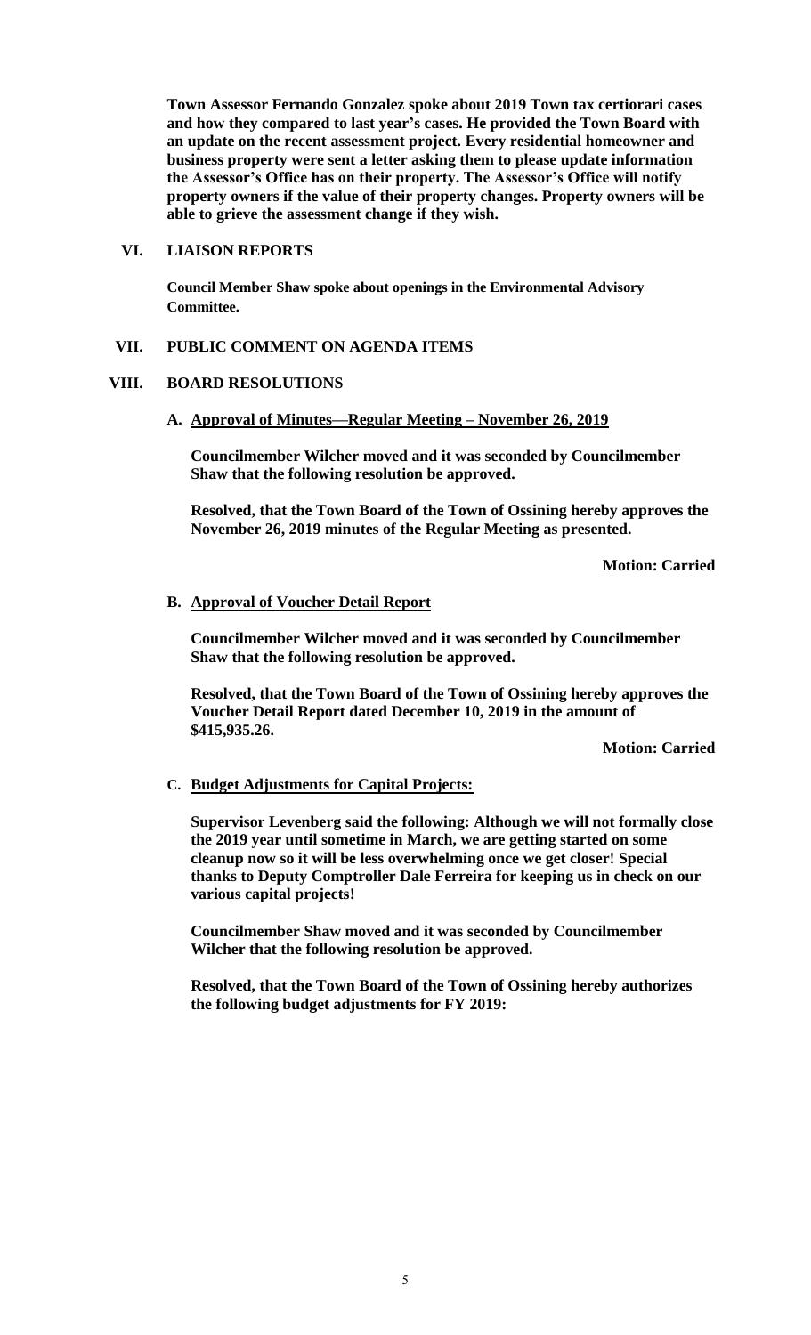**Town Assessor Fernando Gonzalez spoke about 2019 Town tax certiorari cases and how they compared to last year's cases. He provided the Town Board with an update on the recent assessment project. Every residential homeowner and business property were sent a letter asking them to please update information the Assessor's Office has on their property. The Assessor's Office will notify property owners if the value of their property changes. Property owners will be able to grieve the assessment change if they wish.**

## VI. LIAISON REPORTS

**Council Member Shaw spoke about openings in the Environmental Advisory Committee.**

## VII. PUBLIC COMMENT ON AGENDA ITEMS

## VIII. BOARD RESOLUTIONS

### A. Approval of Minutes—Regular Meeting – November 26, 2019

**Councilmember Wilcher moved and it was seconded by Councilmember Shaw that the following resolution be approved.**

**Resolved, that the Town Board of the Town of Ossining hereby approves the November 26, 2019 minutes of the Regular Meeting as presented.**

**Motion: Carried**

### B. Approval of Voucher Detail Report

**Councilmember Wilcher moved and it was seconded by Councilmember Shaw that the following resolution be approved.**

**Resolved, that the Town Board of the Town of Ossining hereby approves the Voucher Detail Report dated December 10, 2019 in the amount of $415,935.26.**

**Motion: Carried**

### C. Budget Adjustments for Capital Projects:

**Supervisor Levenberg said the following: Although we will not formally close the 2019 year until sometime in March, we are getting started on some cleanup now so it will be less overwhelming once we get closer! Special thanks to Deputy Comptroller Dale Ferreira for keeping us in check on our various capital projects!**

**Councilmember Shaw moved and it was seconded by Councilmember Wilcher that the following resolution be approved.**

**Resolved, that the Town Board of the Town of Ossining hereby authorizes the following budget adjustments for FY 2019:**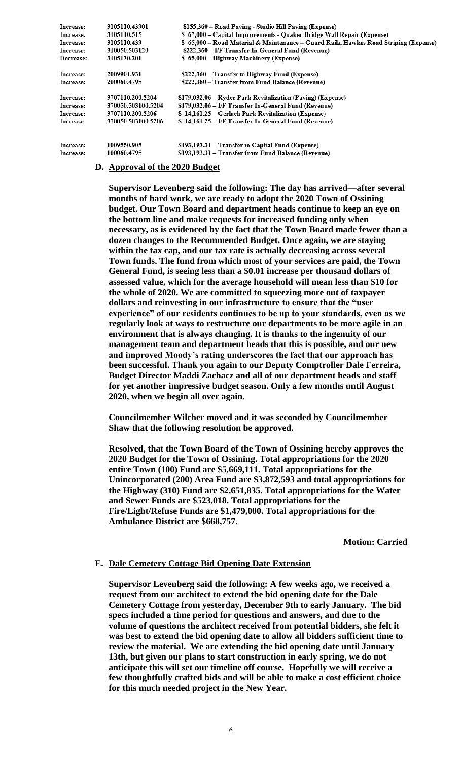| | | |
|---|---|---|
| Increase: | 3105110.43901 | \$155,360 – Road Paving - Studio Hill Paving (Expense) |
| Increase: | 3105110.515 | \$ 67,000 – Capital Improvements - Quaker Bridge Wall Repair (Expense) |
| Increase: | 3105110.439 | \$ 65,000 – Road Material & Maintenance – Guard Rails, Hawkes Road Striping (Expense) |
| Increase: | 310050.503120 | \$222,360 – I/F Transfer In-General Fund (Revenue) |
| Decrease: | 3105130.201 | \$ 65,000 – Highway Machinery (Expense) |
| Increase: | 2009901.931 | \$222,360 – Transfer to Highway Fund (Expense) |
| Increase: | 200060.4795 | \$222,360 – Transfer from Fund Balance (Revenue) |
| Increase: | 3707110.200.5204 | \$179,032.06 – Ryder Park Revitalization (Paving) (Expense) |
| Increase: | 370050.503100.5204 | \$179,032.06 – I/F Transfer In-General Fund (Revenue) |
| Increase: | 3707110.200.5206 | \$ 14,161.25 – Gerlach Park Revitalization (Expense) |
| Increase: | 370050.503100.5206 | \$ 14,161.25 – I/F Transfer In-General Fund (Revenue) |
| Increase: | 1009550.905 | \$193,193.31 – Transfer to Capital Fund (Expense) |
| Increase: | 100060.4795 | \$193,193.31 – Transfer from Fund Balance (Revenue) |

**D. Approval of the 2020 Budget**

**Supervisor Levenberg said the following: The day has arrived—after several months of hard work, we are ready to adopt the 2020 Town of Ossining budget. Our Town Board and department heads continue to keep an eye on the bottom line and make requests for increased funding only when necessary, as is evidenced by the fact that the Town Board made fewer than a dozen changes to the Recommended Budget. Once again, we are staying within the tax cap, and our tax rate is actually decreasing across several Town funds. The fund from which most of your services are paid, the Town General Fund, is seeing less than a \$0.01 increase per thousand dollars of assessed value, which for the average household will mean less than \$10 for the whole of 2020. We are committed to squeezing more out of taxpayer dollars and reinvesting in our infrastructure to ensure that the "user experience" of our residents continues to be up to your standards, even as we regularly look at ways to restructure our departments to be more agile in an environment that is always changing. It is thanks to the ingenuity of our management team and department heads that this is possible, and our new and improved Moody's rating underscores the fact that our approach has been successful. Thank you again to our Deputy Comptroller Dale Ferreira, Budget Director Maddi Zachacz and all of our department heads and staff for yet another impressive budget season. Only a few months until August 2020, when we begin all over again.**

**Councilmember Wilcher moved and it was seconded by Councilmember Shaw that the following resolution be approved.**

**Resolved, that the Town Board of the Town of Ossining hereby approves the 2020 Budget for the Town of Ossining. Total appropriations for the 2020 entire Town (100) Fund are \$5,669,111. Total appropriations for the Unincorporated (200) Area Fund are \$3,872,593 and total appropriations for the Highway (310) Fund are \$2,651,835. Total appropriations for the Water and Sewer Funds are \$523,018. Total appropriations for the Fire/Light/Refuse Funds are \$1,479,000. Total appropriations for the Ambulance District are \$668,757.**

**Motion: Carried**

**E. Dale Cemetery Cottage Bid Opening Date Extension**

**Supervisor Levenberg said the following: A few weeks ago, we received a request from our architect to extend the bid opening date for the Dale Cemetery Cottage from yesterday, December 9th to early January. The bid specs included a time period for questions and answers, and due to the volume of questions the architect received from potential bidders, she felt it was best to extend the bid opening date to allow all bidders sufficient time to review the material. We are extending the bid opening date until January 13th, but given our plans to start construction in early spring, we do not anticipate this will set our timeline off course. Hopefully we will receive a few thoughtfully crafted bids and will be able to make a cost efficient choice for this much needed project in the New Year.**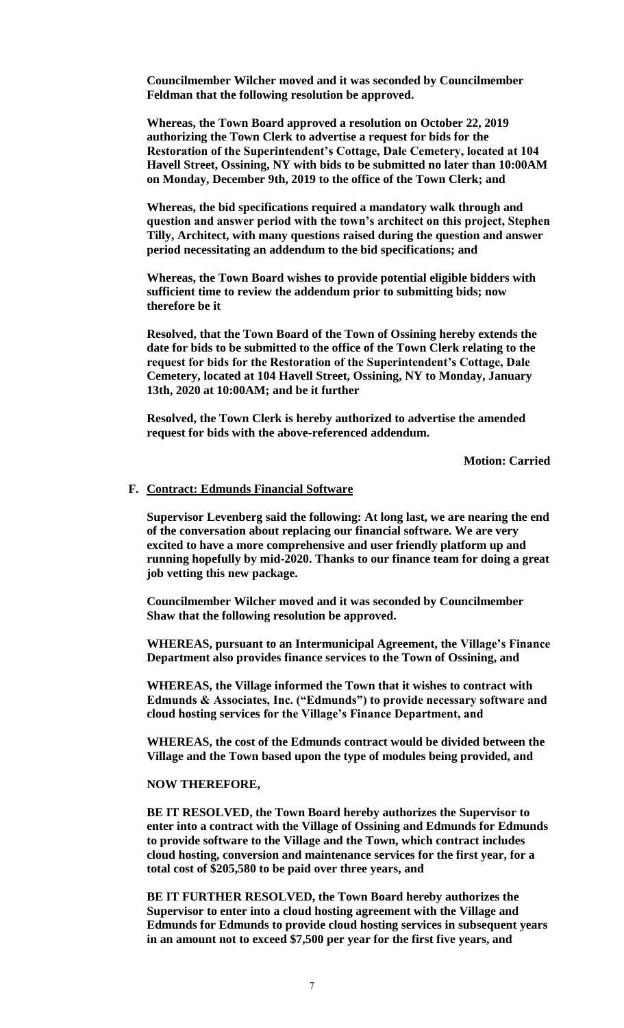**Councilmember Wilcher moved and it was seconded by Councilmember Feldman that the following resolution be approved.**

**Whereas, the Town Board approved a resolution on October 22, 2019 authorizing the Town Clerk to advertise a request for bids for the Restoration of the Superintendent's Cottage, Dale Cemetery, located at 104 Havell Street, Ossining, NY with bids to be submitted no later than 10:00AM on Monday, December 9th, 2019 to the office of the Town Clerk; and**

**Whereas, the bid specifications required a mandatory walk through and question and answer period with the town's architect on this project, Stephen Tilly, Architect, with many questions raised during the question and answer period necessitating an addendum to the bid specifications; and**

**Whereas, the Town Board wishes to provide potential eligible bidders with sufficient time to review the addendum prior to submitting bids; now therefore be it**

**Resolved, that the Town Board of the Town of Ossining hereby extends the date for bids to be submitted to the office of the Town Clerk relating to the request for bids for the Restoration of the Superintendent's Cottage, Dale Cemetery, located at 104 Havell Street, Ossining, NY to Monday, January 13th, 2020 at 10:00AM; and be it further**

**Resolved, the Town Clerk is hereby authorized to advertise the amended request for bids with the above-referenced addendum.**

**Motion: Carried**

**F. <u>Contract: Edmunds Financial Software</u>**

**Supervisor Levenberg said the following: At long last, we are nearing the end of the conversation about replacing our financial software. We are very excited to have a more comprehensive and user friendly platform up and running hopefully by mid-2020. Thanks to our finance team for doing a great job vetting this new package.**

**Councilmember Wilcher moved and it was seconded by Councilmember Shaw that the following resolution be approved.**

**WHEREAS, pursuant to an Intermunicipal Agreement, the Village's Finance Department also provides finance services to the Town of Ossining, and**

**WHEREAS, the Village informed the Town that it wishes to contract with Edmunds & Associates, Inc. ("Edmunds") to provide necessary software and cloud hosting services for the Village's Finance Department, and**

**WHEREAS, the cost of the Edmunds contract would be divided between the Village and the Town based upon the type of modules being provided, and**

**NOW THEREFORE,**

**BE IT RESOLVED, the Town Board hereby authorizes the Supervisor to enter into a contract with the Village of Ossining and Edmunds for Edmunds to provide software to the Village and the Town, which contract includes cloud hosting, conversion and maintenance services for the first year, for a total cost of $205,580 to be paid over three years, and**

**BE IT FURTHER RESOLVED, the Town Board hereby authorizes the Supervisor to enter into a cloud hosting agreement with the Village and Edmunds for Edmunds to provide cloud hosting services in subsequent years in an amount not to exceed $7,500 per year for the first five years, and**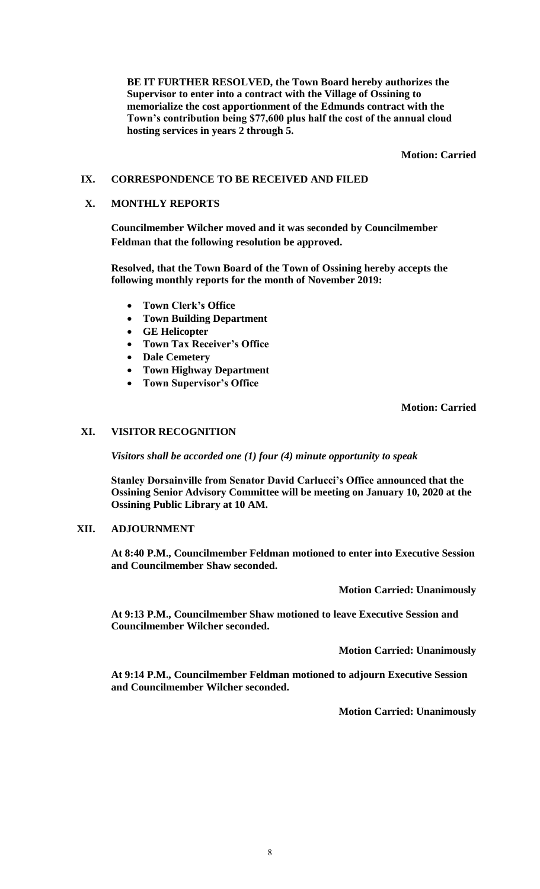**BE IT FURTHER RESOLVED, the Town Board hereby authorizes the Supervisor to enter into a contract with the Village of Ossining to memorialize the cost apportionment of the Edmunds contract with the Town's contribution being $77,600 plus half the cost of the annual cloud hosting services in years 2 through 5.**

**Motion: Carried**

## IX. CORRESPONDENCE TO BE RECEIVED AND FILED

## X. MONTHLY REPORTS

**Councilmember Wilcher moved and it was seconded by Councilmember Feldman that the following resolution be approved.**

**Resolved, that the Town Board of the Town of Ossining hereby accepts the following monthly reports for the month of November 2019:**

- **Town Clerk's Office**
- **Town Building Department**
- **GE Helicopter**
- **Town Tax Receiver's Office**
- **Dale Cemetery**
- **Town Highway Department**
- **Town Supervisor's Office**

**Motion: Carried**

## XI. VISITOR RECOGNITION

***Visitors shall be accorded one (1) four (4) minute opportunity to speak***

**Stanley Dorsainville from Senator David Carlucci's Office announced that the Ossining Senior Advisory Committee will be meeting on January 10, 2020 at the Ossining Public Library at 10 AM.**

## XII. ADJOURNMENT

**At 8:40 P.M., Councilmember Feldman motioned to enter into Executive Session and Councilmember Shaw seconded.**

**Motion Carried: Unanimously**

**At 9:13 P.M., Councilmember Shaw motioned to leave Executive Session and Councilmember Wilcher seconded.**

**Motion Carried: Unanimously**

**At 9:14 P.M., Councilmember Feldman motioned to adjourn Executive Session and Councilmember Wilcher seconded.**

**Motion Carried: Unanimously**